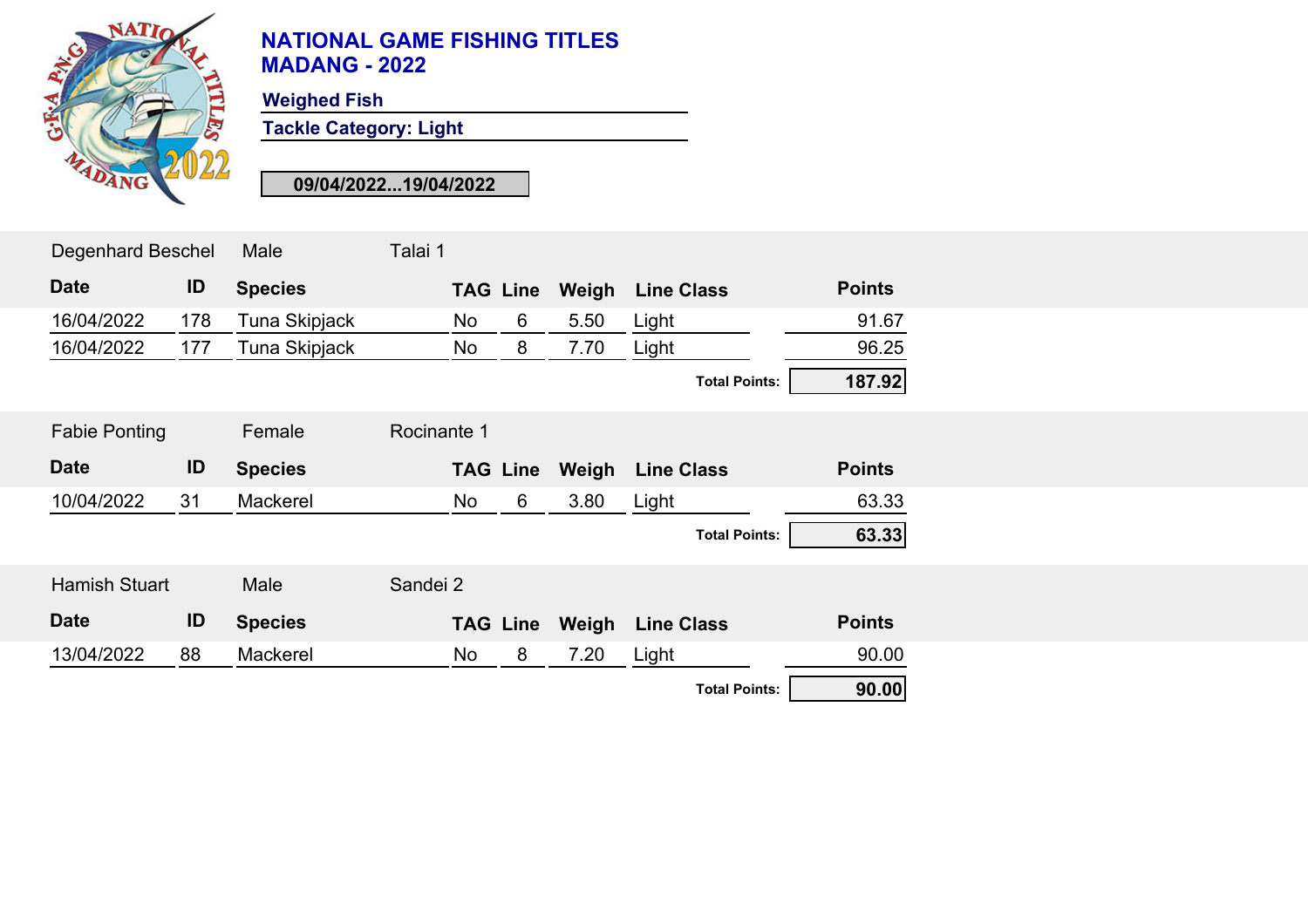# NATIONAL GAME FISHING TITLES
# MADANG - 2022

**Weighed Fish**

**Tackle Category: Light**

**09/04/2022...19/04/2022**

Degenhard Beschel | Male | Talai 1

| Date | ID | Species | TAG | Line | Weigh | Line Class | Points |
|---|---|---|---|---|---|---|---|
| 16/04/2022 | 178 | Tuna Skipjack | No | 6 | 5.50 | Light | 91.67 |
| 16/04/2022 | 177 | Tuna Skipjack | No | 8 | 7.70 | Light | 96.25 |
| | | | | | | **Total Points:** | **187.92** |

Fabie Ponting | Female | Rocinante 1

| Date | ID | Species | TAG | Line | Weigh | Line Class | Points |
|---|---|---|---|---|---|---|---|
| 10/04/2022 | 31 | Mackerel | No | 6 | 3.80 | Light | 63.33 |
| | | | | | | **Total Points:** | **63.33** |

Hamish Stuart | Male | Sandei 2

| Date | ID | Species | TAG | Line | Weigh | Line Class | Points |
|---|---|---|---|---|---|---|---|
| 13/04/2022 | 88 | Mackerel | No | 8 | 7.20 | Light | 90.00 |
| | | | | | | **Total Points:** | **90.00** |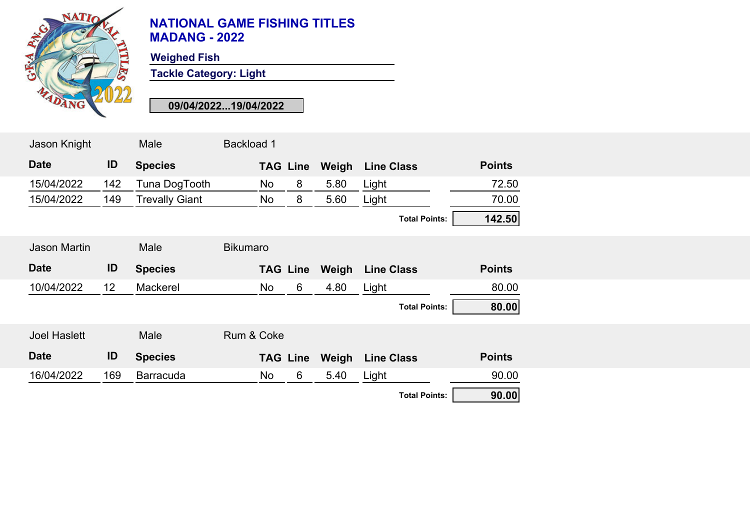# NATIONAL GAME FISHING TITLES MADANG - 2022

**Weighed Fish**

**Tackle Category: Light**

**09/04/2022...19/04/2022**

Jason Knight | Male | Backload 1

| Date | ID | Species | TAG | Line | Weigh | Line Class | Points |
|---|---|---|---|---|---|---|---|
| 15/04/2022 | 142 | Tuna DogTooth | No | 8 | 5.80 | Light | 72.50 |
| 15/04/2022 | 149 | Trevally Giant | No | 8 | 5.60 | Light | 70.00 |
| | | | | | | **Total Points:** | **142.50** |

Jason Martin | Male | Bikumaro

| Date | ID | Species | TAG | Line | Weigh | Line Class | Points |
|---|---|---|---|---|---|---|---|
| 10/04/2022 | 12 | Mackerel | No | 6 | 4.80 | Light | 80.00 |
| | | | | | | **Total Points:** | **80.00** |

Joel Haslett | Male | Rum & Coke

| Date | ID | Species | TAG | Line | Weigh | Line Class | Points |
|---|---|---|---|---|---|---|---|
| 16/04/2022 | 169 | Barracuda | No | 6 | 5.40 | Light | 90.00 |
| | | | | | | **Total Points:** | **90.00** |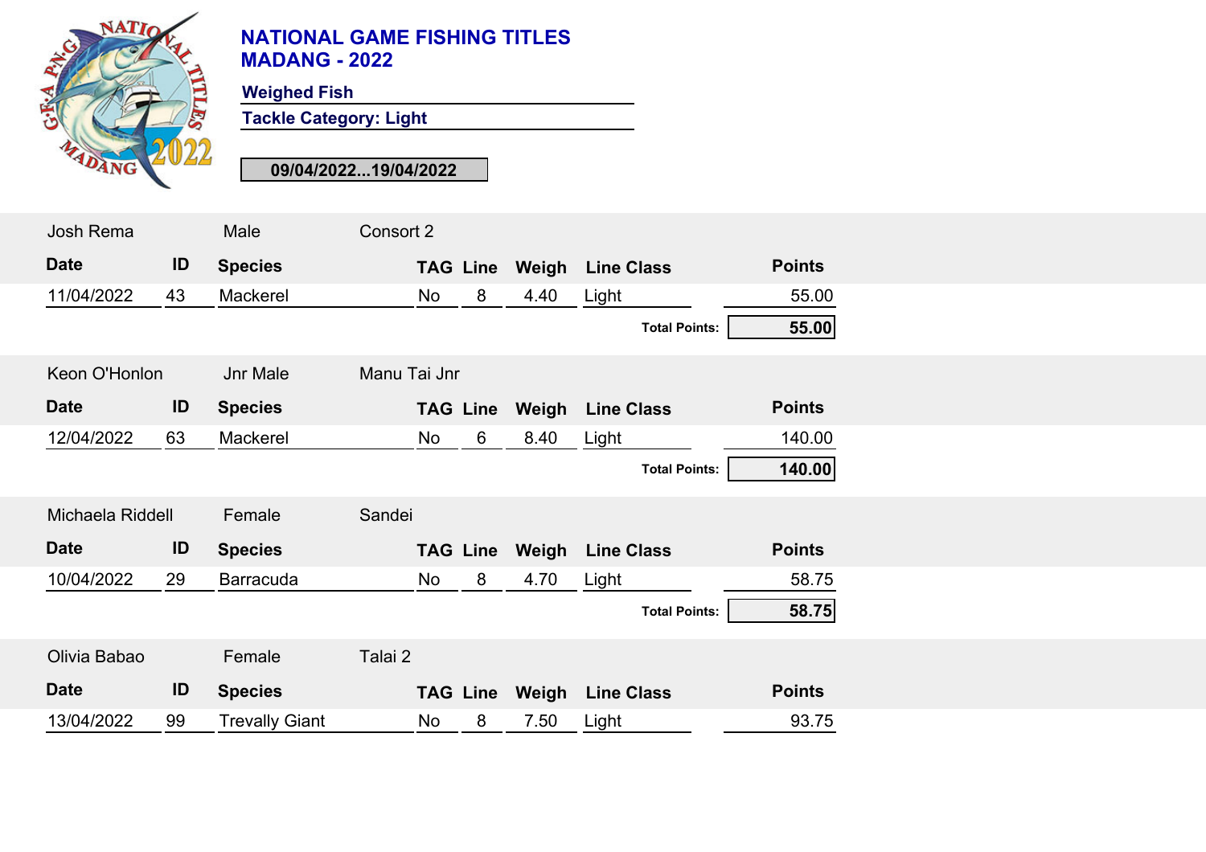# NATIONAL GAME FISHING TITLES
# MADANG - 2022

**Weighed Fish**

**Tackle Category: Light**

**09/04/2022...19/04/2022**

Josh Rema | Male | Consort 2

| Date | ID | Species | TAG | Line | Weigh | Line Class | Points |
|---|---|---|---|---|---|---|---|
| 11/04/2022 | 43 | Mackerel | No | 8 | 4.40 | Light | 55.00 |

**Total Points: 55.00**

Keon O'Honlon | Jnr Male | Manu Tai Jnr

| Date | ID | Species | TAG | Line | Weigh | Line Class | Points |
|---|---|---|---|---|---|---|---|
| 12/04/2022 | 63 | Mackerel | No | 6 | 8.40 | Light | 140.00 |

**Total Points: 140.00**

Michaela Riddell | Female | Sandei

| Date | ID | Species | TAG | Line | Weigh | Line Class | Points |
|---|---|---|---|---|---|---|---|
| 10/04/2022 | 29 | Barracuda | No | 8 | 4.70 | Light | 58.75 |

**Total Points: 58.75**

Olivia Babao | Female | Talai 2

| Date | ID | Species | TAG | Line | Weigh | Line Class | Points |
|---|---|---|---|---|---|---|---|
| 13/04/2022 | 99 | Trevally Giant | No | 8 | 7.50 | Light | 93.75 |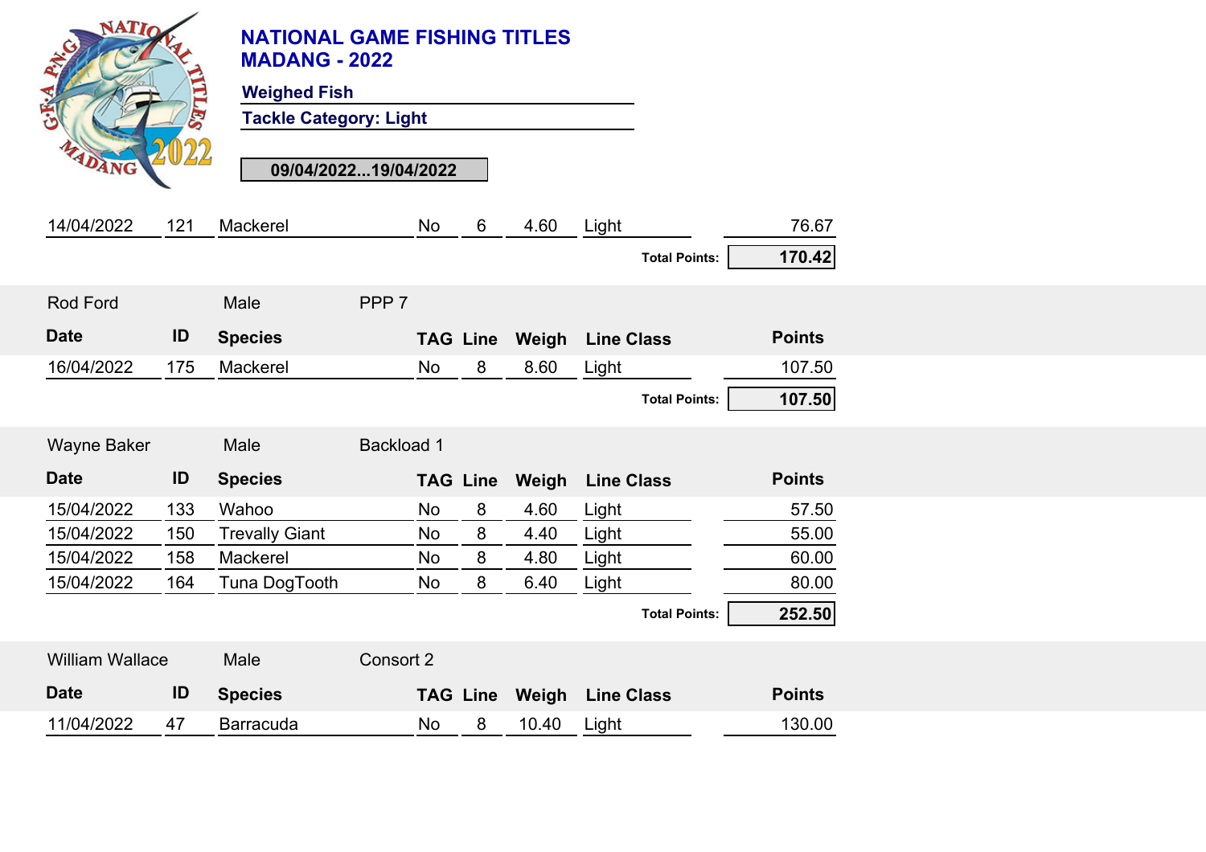# NATIONAL GAME FISHING TITLES
# MADANG - 2022

**Weighed Fish**

**Tackle Category: Light**

**09/04/2022...19/04/2022**

| Date | ID | Species | TAG | Line | Weigh | Line Class | Points |
|---|---|---|---|---|---|---|---|
| 14/04/2022 | 121 | Mackerel | No | 6 | 4.60 | Light | 76.67 |
| | | | | | | **Total Points:** | **170.42** |

Rod Ford — Male — PPP 7

| Date | ID | Species | TAG | Line | Weigh | Line Class | Points |
|---|---|---|---|---|---|---|---|
| 16/04/2022 | 175 | Mackerel | No | 8 | 8.60 | Light | 107.50 |
| | | | | | | **Total Points:** | **107.50** |

Wayne Baker — Male — Backload 1

| Date | ID | Species | TAG | Line | Weigh | Line Class | Points |
|---|---|---|---|---|---|---|---|
| 15/04/2022 | 133 | Wahoo | No | 8 | 4.60 | Light | 57.50 |
| 15/04/2022 | 150 | Trevally Giant | No | 8 | 4.40 | Light | 55.00 |
| 15/04/2022 | 158 | Mackerel | No | 8 | 4.80 | Light | 60.00 |
| 15/04/2022 | 164 | Tuna DogTooth | No | 8 | 6.40 | Light | 80.00 |
| | | | | | | **Total Points:** | **252.50** |

William Wallace — Male — Consort 2

| Date | ID | Species | TAG | Line | Weigh | Line Class | Points |
|---|---|---|---|---|---|---|---|
| 11/04/2022 | 47 | Barracuda | No | 8 | 10.40 | Light | 130.00 |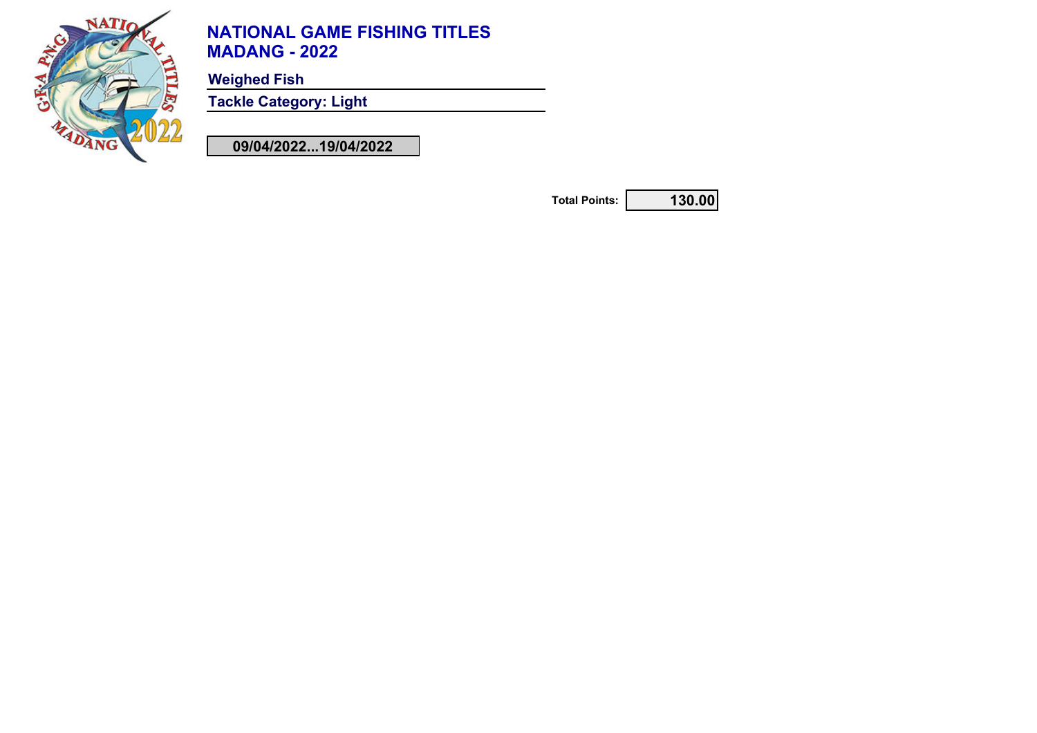# NATIONAL GAME FISHING TITLES
# MADANG - 2022

**Weighed Fish**

**Tackle Category: Light**

**09/04/2022...19/04/2022**

**Total Points:** **130.00**